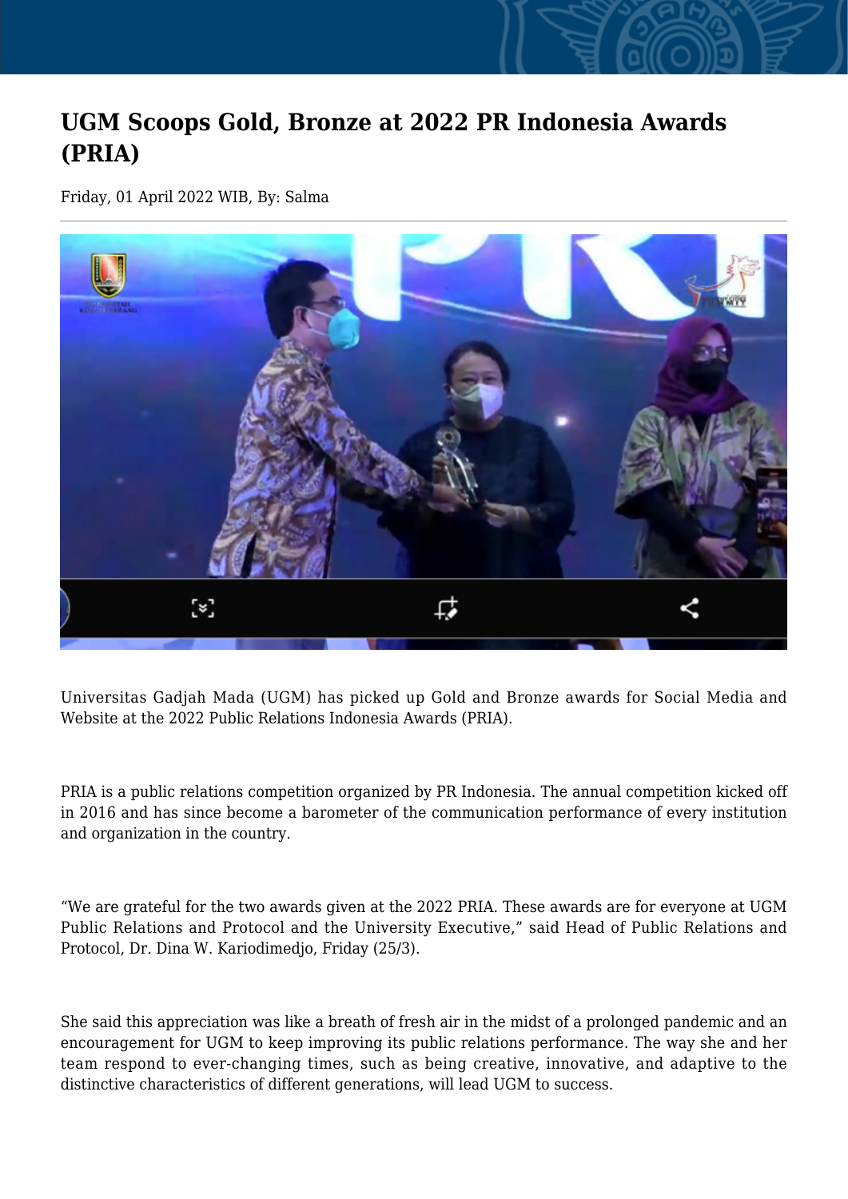# UGM Scoops Gold, Bronze at 2022 PR Indonesia Awards (PRIA)

Friday, 01 April 2022 WIB, By: Salma

Universitas Gadjah Mada (UGM) has picked up Gold and Bronze awards for Social Media and Website at the 2022 Public Relations Indonesia Awards (PRIA).

PRIA is a public relations competition organized by PR Indonesia. The annual competition kicked off in 2016 and has since become a barometer of the communication performance of every institution and organization in the country.

"We are grateful for the two awards given at the 2022 PRIA. These awards are for everyone at UGM Public Relations and Protocol and the University Executive," said Head of Public Relations and Protocol, Dr. Dina W. Kariodimedjo, Friday (25/3).

She said this appreciation was like a breath of fresh air in the midst of a prolonged pandemic and an encouragement for UGM to keep improving its public relations performance. The way she and her team respond to ever-changing times, such as being creative, innovative, and adaptive to the distinctive characteristics of different generations, will lead UGM to success.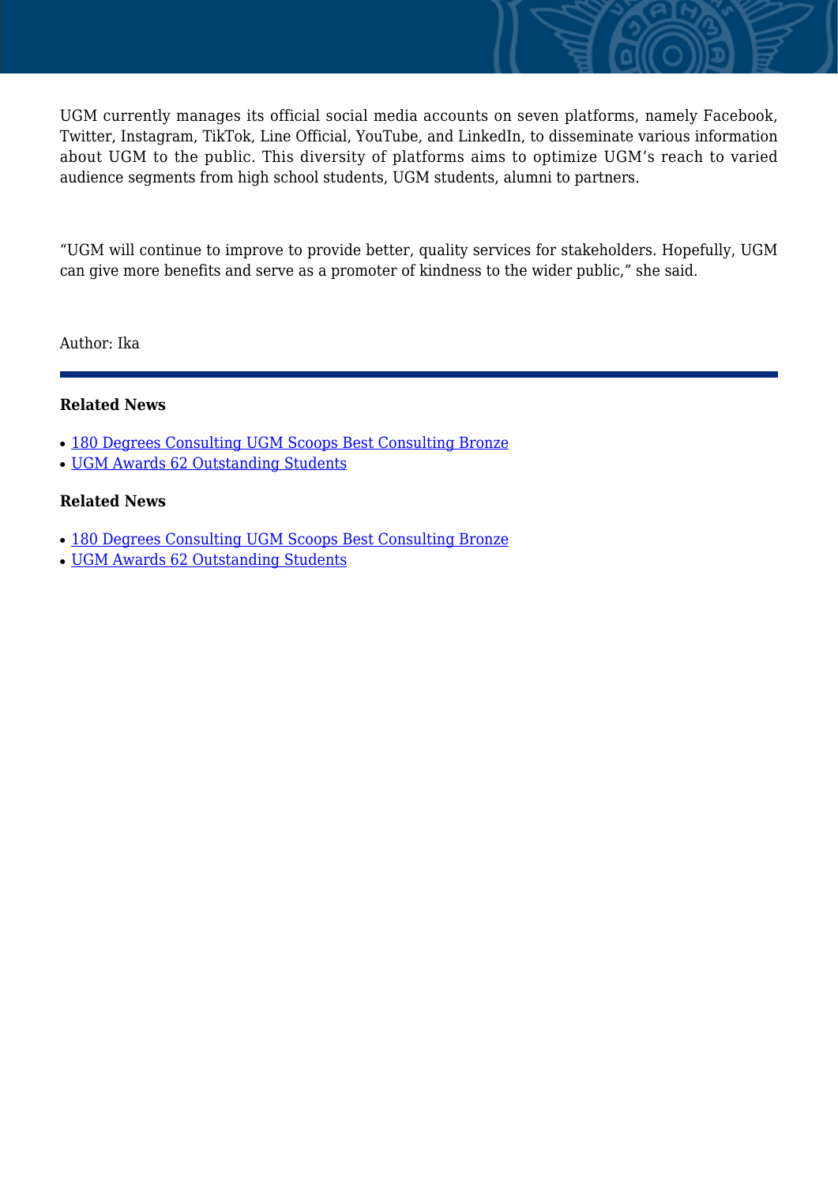UGM currently manages its official social media accounts on seven platforms, namely Facebook, Twitter, Instagram, TikTok, Line Official, YouTube, and LinkedIn, to disseminate various information about UGM to the public. This diversity of platforms aims to optimize UGM's reach to varied audience segments from high school students, UGM students, alumni to partners.

"UGM will continue to improve to provide better, quality services for stakeholders. Hopefully, UGM can give more benefits and serve as a promoter of kindness to the wider public," she said.

Author: Ika

---

**Related News**

- 180 Degrees Consulting UGM Scoops Best Consulting Bronze
- UGM Awards 62 Outstanding Students

**Related News**

- 180 Degrees Consulting UGM Scoops Best Consulting Bronze
- UGM Awards 62 Outstanding Students